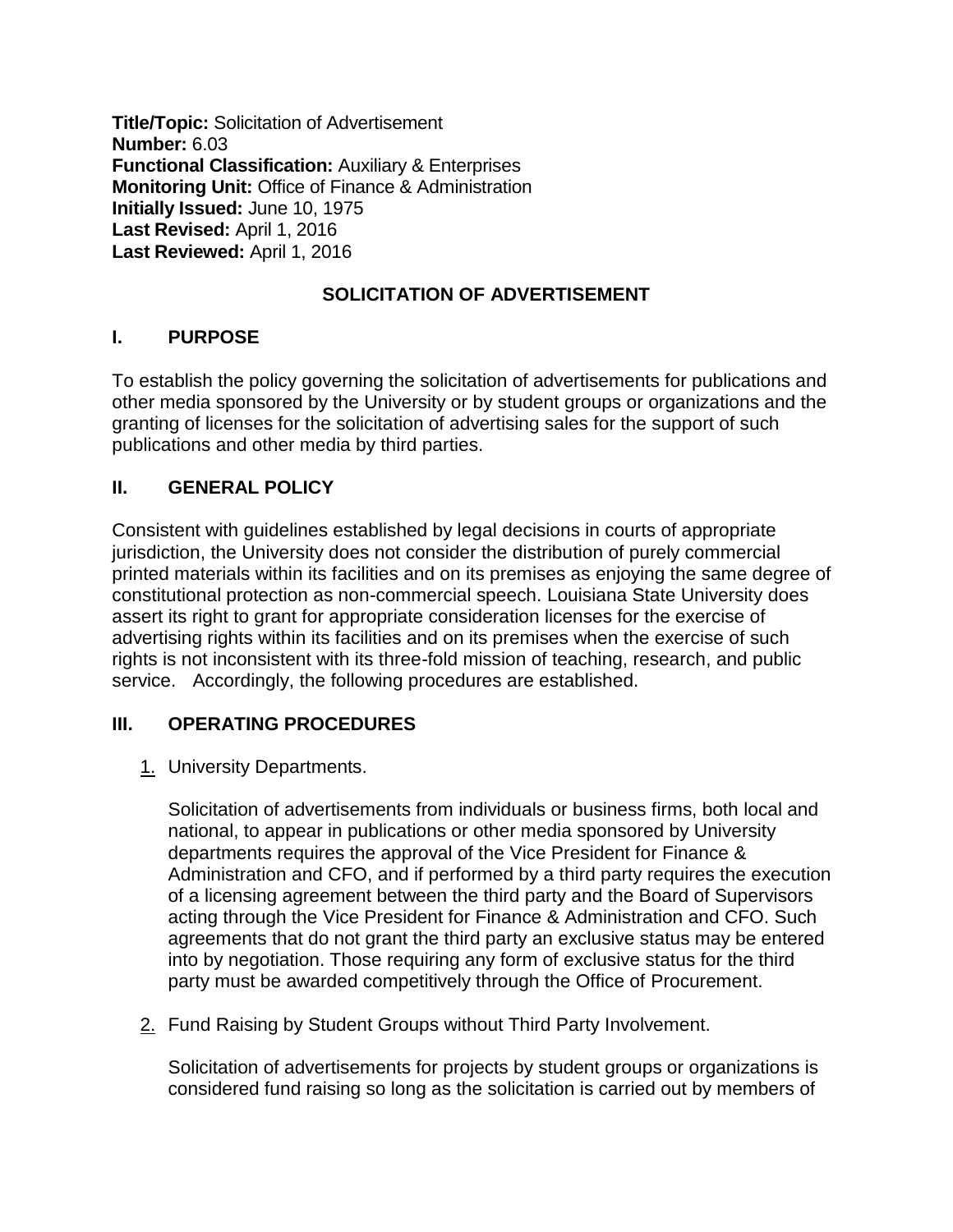**Title/Topic:** Solicitation of Advertisement
**Number:** 6.03
**Functional Classification:** Auxiliary & Enterprises
**Monitoring Unit:** Office of Finance & Administration
**Initially Issued:** June 10, 1975
**Last Revised:** April 1, 2016
**Last Reviewed:** April 1, 2016

# SOLICITATION OF ADVERTISEMENT

## I. PURPOSE

To establish the policy governing the solicitation of advertisements for publications and other media sponsored by the University or by student groups or organizations and the granting of licenses for the solicitation of advertising sales for the support of such publications and other media by third parties.

## II. GENERAL POLICY

Consistent with guidelines established by legal decisions in courts of appropriate jurisdiction, the University does not consider the distribution of purely commercial printed materials within its facilities and on its premises as enjoying the same degree of constitutional protection as non-commercial speech. Louisiana State University does assert its right to grant for appropriate consideration licenses for the exercise of advertising rights within its facilities and on its premises when the exercise of such rights is not inconsistent with its three-fold mission of teaching, research, and public service. Accordingly, the following procedures are established.

## III. OPERATING PROCEDURES

1. University Departments.

   Solicitation of advertisements from individuals or business firms, both local and national, to appear in publications or other media sponsored by University departments requires the approval of the Vice President for Finance & Administration and CFO, and if performed by a third party requires the execution of a licensing agreement between the third party and the Board of Supervisors acting through the Vice President for Finance & Administration and CFO. Such agreements that do not grant the third party an exclusive status may be entered into by negotiation. Those requiring any form of exclusive status for the third party must be awarded competitively through the Office of Procurement.

2. Fund Raising by Student Groups without Third Party Involvement.

   Solicitation of advertisements for projects by student groups or organizations is considered fund raising so long as the solicitation is carried out by members of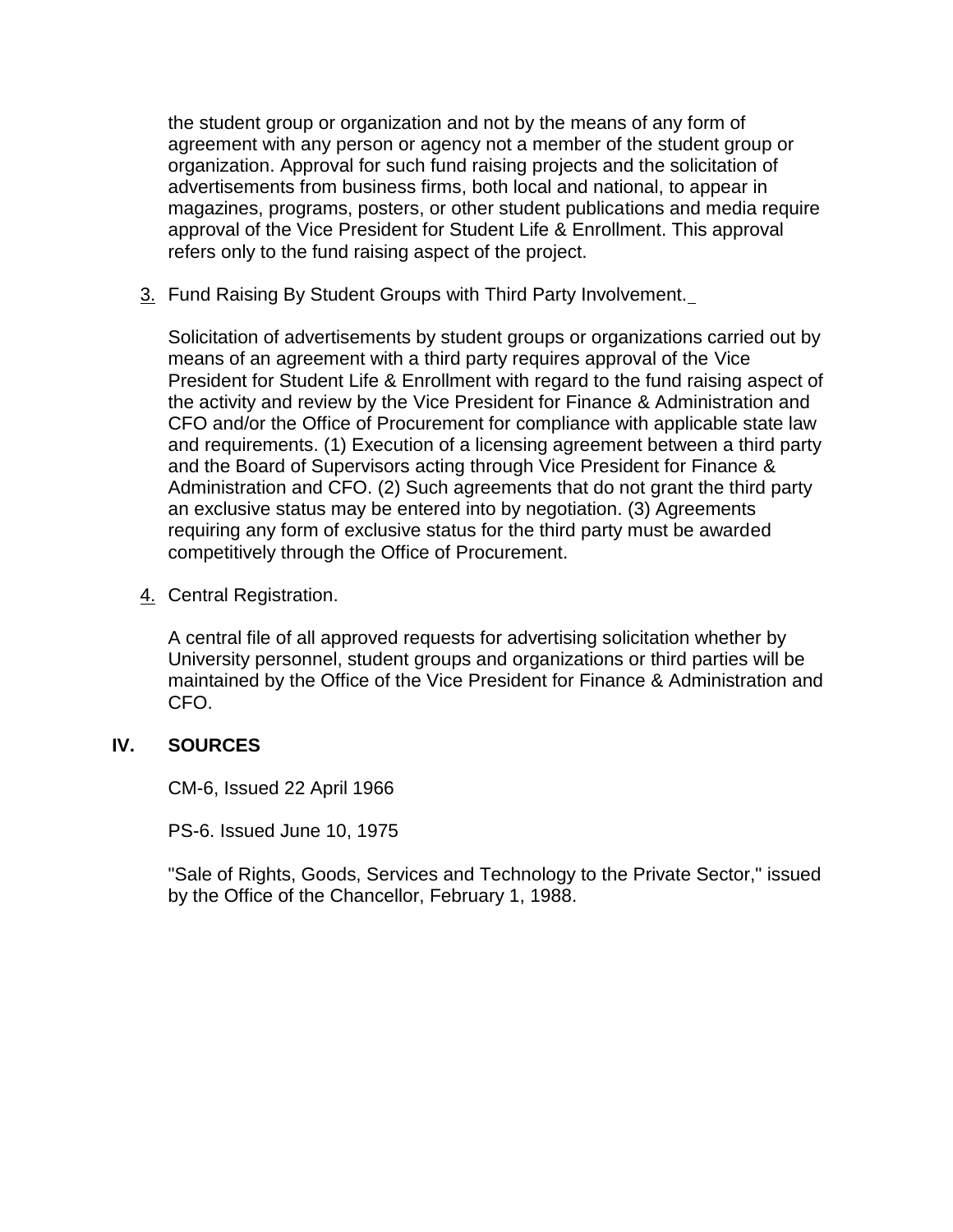the student group or organization and not by the means of any form of agreement with any person or agency not a member of the student group or organization. Approval for such fund raising projects and the solicitation of advertisements from business firms, both local and national, to appear in magazines, programs, posters, or other student publications and media require approval of the Vice President for Student Life & Enrollment. This approval refers only to the fund raising aspect of the project.

3. Fund Raising By Student Groups with Third Party Involvement.

   Solicitation of advertisements by student groups or organizations carried out by means of an agreement with a third party requires approval of the Vice President for Student Life & Enrollment with regard to the fund raising aspect of the activity and review by the Vice President for Finance & Administration and CFO and/or the Office of Procurement for compliance with applicable state law and requirements. (1) Execution of a licensing agreement between a third party and the Board of Supervisors acting through Vice President for Finance & Administration and CFO. (2) Such agreements that do not grant the third party an exclusive status may be entered into by negotiation. (3) Agreements requiring any form of exclusive status for the third party must be awarded competitively through the Office of Procurement.

4. Central Registration.

   A central file of all approved requests for advertising solicitation whether by University personnel, student groups and organizations or third parties will be maintained by the Office of the Vice President for Finance & Administration and CFO.

## IV. SOURCES

CM-6, Issued 22 April 1966

PS-6. Issued June 10, 1975

"Sale of Rights, Goods, Services and Technology to the Private Sector," issued by the Office of the Chancellor, February 1, 1988.